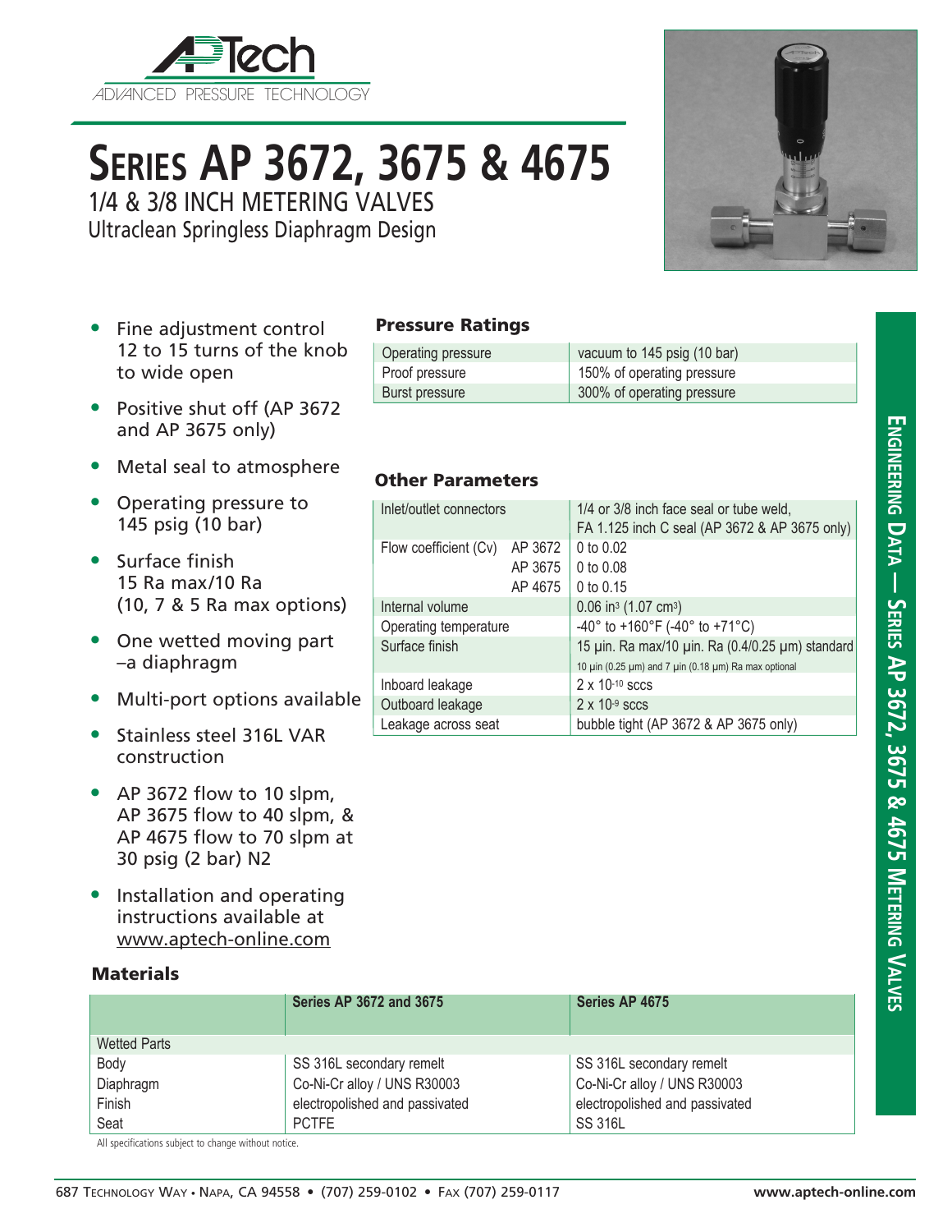# Series AP 3672, 3675 & 4675

## 1/4 & 3/8 INCH METERING VALVES

Ultraclean Springless Diaphragm Design

- Fine adjustment control 12 to 15 turns of the knob to wide open
- Positive shut off (AP 3672 and AP 3675 only)
- Metal seal to atmosphere
- Operating pressure to 145 psig (10 bar)
- Surface finish 15 Ra max/10 Ra (10, 7 & 5 Ra max options)
- One wetted moving part –a diaphragm
- Multi-port options available
- Stainless steel 316L VAR construction
- AP 3672 flow to 10 slpm, AP 3675 flow to 40 slpm, & AP 4675 flow to 70 slpm at 30 psig (2 bar) N2
- Installation and operating instructions available at www.aptech-online.com

### Pressure Ratings

| | |
|---|---|
| Operating pressure | vacuum to 145 psig (10 bar) |
| Proof pressure | 150% of operating pressure |
| Burst pressure | 300% of operating pressure |

### Other Parameters

| | | |
|---|---|---|
| Inlet/outlet connectors | | 1/4 or 3/8 inch face seal or tube weld, FA 1.125 inch C seal (AP 3672 & AP 3675 only) |
| Flow coefficient (Cv) | AP 3672 | 0 to 0.02 |
| | AP 3675 | 0 to 0.08 |
| | AP 4675 | 0 to 0.15 |
| Internal volume | | 0.06 in$^3$ (1.07 cm$^3$) |
| Operating temperature | | -40° to +160°F (-40° to +71°C) |
| Surface finish | | 15 µin. Ra max/10 µin. Ra (0.4/0.25 µm) standard<br>10 µin (0.25 µm) and 7 µin (0.18 µm) Ra max optional |
| Inboard leakage | | 2 x $10^{-10}$ sccs |
| Outboard leakage | | 2 x $10^{-9}$ sccs |
| Leakage across seat | | bubble tight (AP 3672 & AP 3675 only) |

### Materials

| | Series AP 3672 and 3675 | Series AP 4675 |
|---|---|---|
| Wetted Parts | | |
| Body | SS 316L secondary remelt | SS 316L secondary remelt |
| Diaphragm | Co-Ni-Cr alloy / UNS R30003 | Co-Ni-Cr alloy / UNS R30003 |
| Finish | electropolished and passivated | electropolished and passivated |
| Seat | PCTFE | SS 316L |

All specifications subject to change without notice.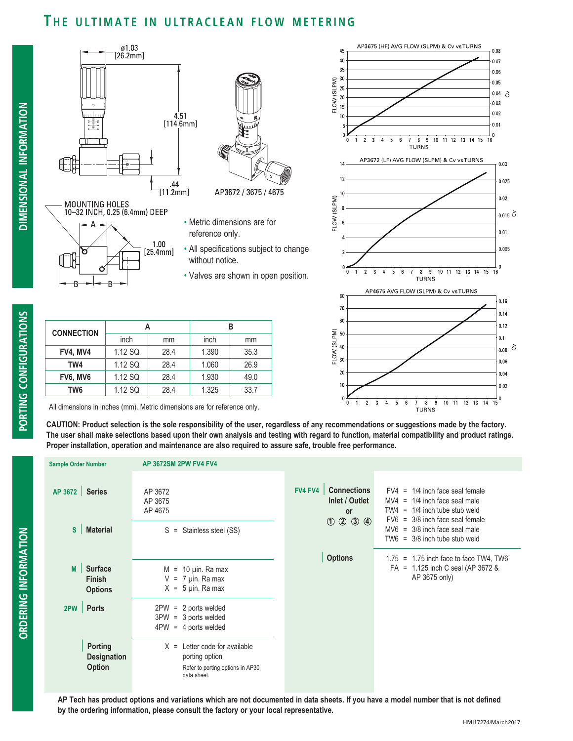# THE ULTIMATE IN ULTRACLEAN FLOW METERING

## DIMENSIONAL INFORMATION

ø1.03
[26.2mm]

4.51
[114.6mm]

.44
[11.2mm]

AP3672 / 3675 / 4675

MOUNTING HOLES
10–32 INCH, 0.25 (6.4mm) DEEP

A

1.00
[25.4mm]

B B

- Metric dimensions are for reference only.
- All specifications subject to change without notice.
- Valves are shown in open position.

AP3675 (HF) AVG FLOW (SLPM) & Cv vs TURNS

FLOW (SLPM): 0, 5, 10, 15, 20, 25, 30, 35, 40, 45
Cv: 0, 0.01, 0.02, 0.03, 0.04, 0.05, 0.06, 0.07, 0.08
TURNS: 0, 1, 2, 3, 4, 5, 6, 7, 8, 9, 10, 11, 12, 13, 14, 15, 16

AP3672 (LF) AVG FLOW (SLPM) & Cv vs TURNS

FLOW (SLPM): 0, 2, 4, 6, 8, 10, 12, 14
Cv: 0, 0.005, 0.01, 0.015, 0.02, 0.025, 0.03
TURNS: 0, 1, 2, 3, 4, 5, 6, 7, 8, 9, 10, 11, 12, 13, 14, 15, 16

AP4675 AVG FLOW (SLPM) & Cv vs TURNS

FLOW (SLPM): 0, 10, 20, 30, 40, 50, 60, 70, 80
Cv: 0, 0.02, 0.04, 0.06, 0.08, 0.1, 0.12, 0.14, 0.16
TURNS: 0, 1, 2, 3, 4, 5, 6, 7, 8, 9, 10, 11, 12, 13, 14, 15

## PORTING CONFIGURATIONS

| CONNECTION | A | | B | |
|---|---|---|---|---|
| | inch | mm | inch | mm |
| FV4, MV4 | 1.12 SQ | 28.4 | 1.390 | 35.3 |
| TW4 | 1.12 SQ | 28.4 | 1.060 | 26.9 |
| FV6, MV6 | 1.12 SQ | 28.4 | 1.930 | 49.0 |
| TW6 | 1.12 SQ | 28.4 | 1.325 | 33.7 |

All dimensions in inches (mm). Metric dimensions are for reference only.

**CAUTION: Product selection is the sole responsibility of the user, regardless of any recommendations or suggestions made by the factory. The user shall make selections based upon their own analysis and testing with regard to function, material compatibility and product ratings. Proper installation, operation and maintenance are also required to assure safe, trouble free performance.**

## ORDERING INFORMATION

**Sample Order Number** — **AP 3672SM 2PW FV4 FV4**

| Code | Field | Options |
|---|---|---|
| AP 3672 | **Series** | AP 3672<br>AP 3675<br>AP 4675 |
| S | **Material** | S = Stainless steel (SS) |
| M | **Surface Finish Options** | M = 10 µin. Ra max<br>V = 7 µin. Ra max<br>X = 5 µin. Ra max |
| 2PW | **Ports** | 2PW = 2 ports welded<br>3PW = 3 ports welded<br>4PW = 4 ports welded |
| | **Porting Designation Option** | X = Letter code for available porting option<br>Refer to porting options in AP30 data sheet. |
| FV4 FV4 | **Connections Inlet / Outlet or ① ② ③ ④** | FV4 = 1/4 inch face seal female<br>MV4 = 1/4 inch face seal male<br>TW4 = 1/4 inch tube stub weld<br>FV6 = 3/8 inch face seal female<br>MV6 = 3/8 inch face seal male<br>TW6 = 3/8 inch tube stub weld |
| | **Options** | 1.75 = 1.75 inch face to face TW4, TW6<br>FA = 1.125 inch C seal (AP 3672 & AP 3675 only) |

**AP Tech has product options and variations which are not documented in data sheets. If you have a model number that is not defined by the ordering information, please consult the factory or your local representative.**

HMI17274/March2017